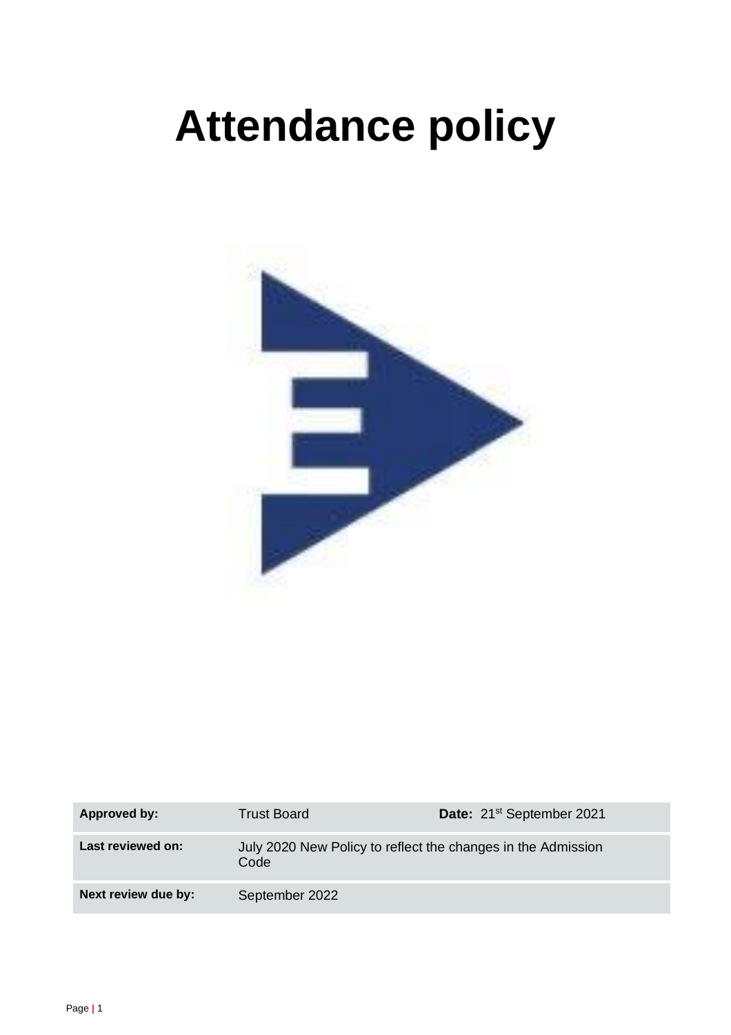# Attendance policy

| Approved by: | Trust Board | Date: 21st September 2021 |
|---|---|---|
| Last reviewed on: | July 2020 New Policy to reflect the changes in the Admission Code | |
| Next review due by: | September 2022 | |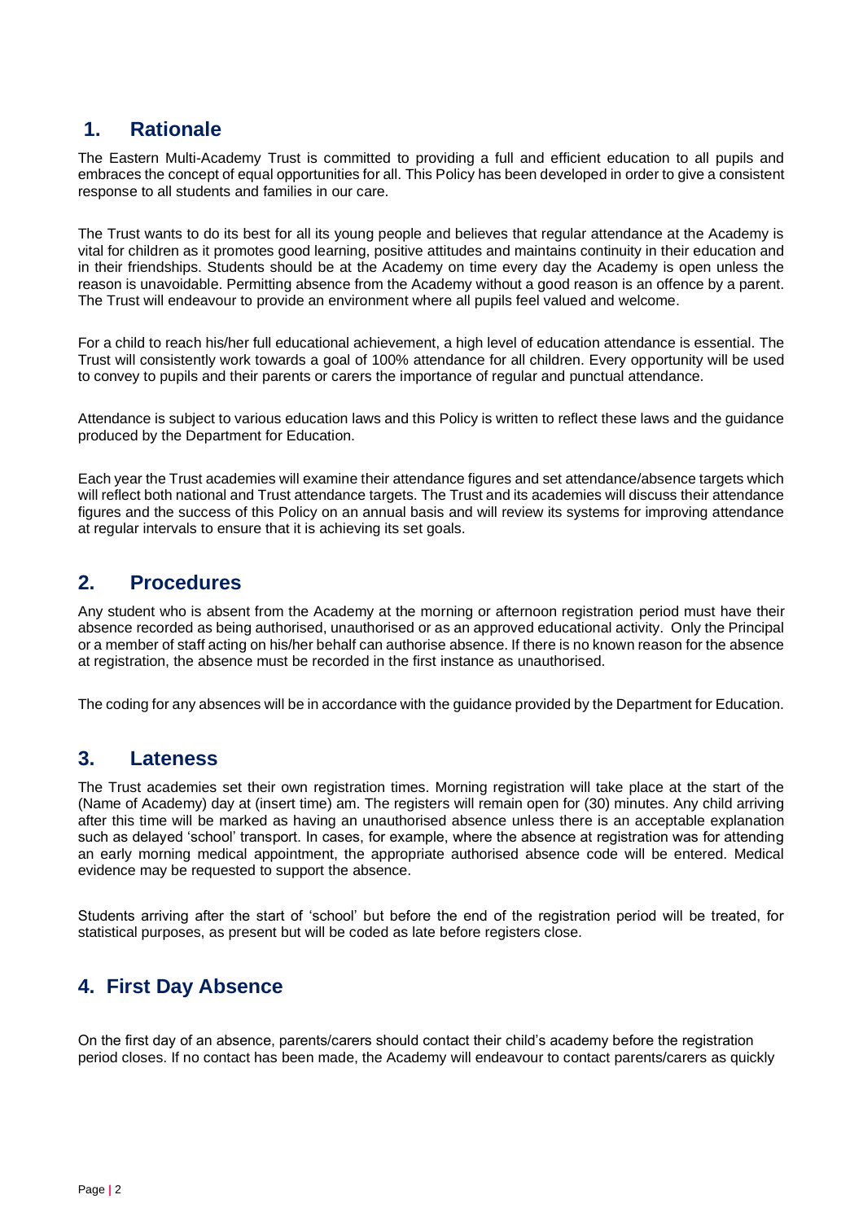## 1. Rationale

The Eastern Multi-Academy Trust is committed to providing a full and efficient education to all pupils and embraces the concept of equal opportunities for all. This Policy has been developed in order to give a consistent response to all students and families in our care.

The Trust wants to do its best for all its young people and believes that regular attendance at the Academy is vital for children as it promotes good learning, positive attitudes and maintains continuity in their education and in their friendships. Students should be at the Academy on time every day the Academy is open unless the reason is unavoidable. Permitting absence from the Academy without a good reason is an offence by a parent. The Trust will endeavour to provide an environment where all pupils feel valued and welcome.

For a child to reach his/her full educational achievement, a high level of education attendance is essential. The Trust will consistently work towards a goal of 100% attendance for all children. Every opportunity will be used to convey to pupils and their parents or carers the importance of regular and punctual attendance.

Attendance is subject to various education laws and this Policy is written to reflect these laws and the guidance produced by the Department for Education.

Each year the Trust academies will examine their attendance figures and set attendance/absence targets which will reflect both national and Trust attendance targets. The Trust and its academies will discuss their attendance figures and the success of this Policy on an annual basis and will review its systems for improving attendance at regular intervals to ensure that it is achieving its set goals.

## 2. Procedures

Any student who is absent from the Academy at the morning or afternoon registration period must have their absence recorded as being authorised, unauthorised or as an approved educational activity. Only the Principal or a member of staff acting on his/her behalf can authorise absence. If there is no known reason for the absence at registration, the absence must be recorded in the first instance as unauthorised.

The coding for any absences will be in accordance with the guidance provided by the Department for Education.

## 3. Lateness

The Trust academies set their own registration times. Morning registration will take place at the start of the (Name of Academy) day at (insert time) am. The registers will remain open for (30) minutes. Any child arriving after this time will be marked as having an unauthorised absence unless there is an acceptable explanation such as delayed 'school' transport. In cases, for example, where the absence at registration was for attending an early morning medical appointment, the appropriate authorised absence code will be entered. Medical evidence may be requested to support the absence.

Students arriving after the start of 'school' but before the end of the registration period will be treated, for statistical purposes, as present but will be coded as late before registers close.

## 4. First Day Absence

On the first day of an absence, parents/carers should contact their child's academy before the registration period closes. If no contact has been made, the Academy will endeavour to contact parents/carers as quickly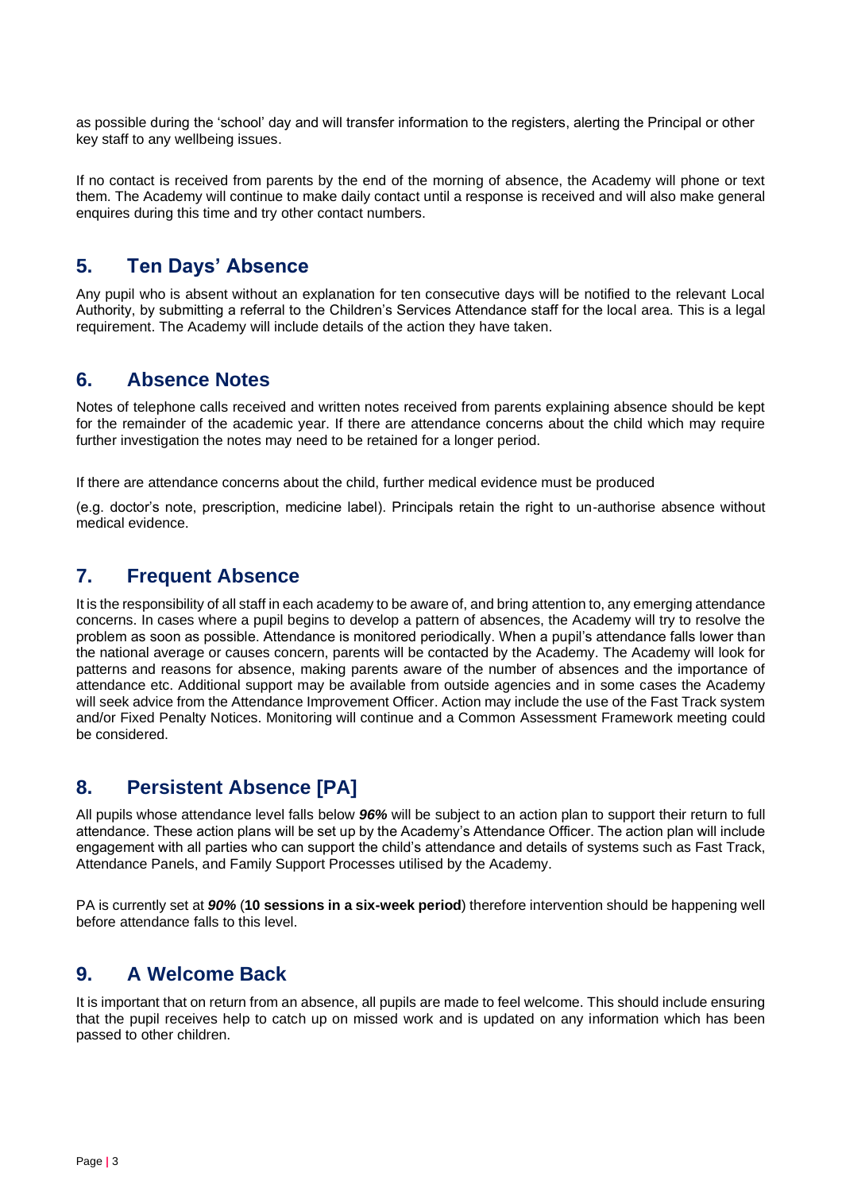as possible during the 'school' day and will transfer information to the registers, alerting the Principal or other key staff to any wellbeing issues.

If no contact is received from parents by the end of the morning of absence, the Academy will phone or text them. The Academy will continue to make daily contact until a response is received and will also make general enquires during this time and try other contact numbers.

## 5. Ten Days' Absence

Any pupil who is absent without an explanation for ten consecutive days will be notified to the relevant Local Authority, by submitting a referral to the Children's Services Attendance staff for the local area. This is a legal requirement. The Academy will include details of the action they have taken.

## 6. Absence Notes

Notes of telephone calls received and written notes received from parents explaining absence should be kept for the remainder of the academic year. If there are attendance concerns about the child which may require further investigation the notes may need to be retained for a longer period.

If there are attendance concerns about the child, further medical evidence must be produced

(e.g. doctor's note, prescription, medicine label). Principals retain the right to un-authorise absence without medical evidence.

## 7. Frequent Absence

It is the responsibility of all staff in each academy to be aware of, and bring attention to, any emerging attendance concerns. In cases where a pupil begins to develop a pattern of absences, the Academy will try to resolve the problem as soon as possible. Attendance is monitored periodically. When a pupil's attendance falls lower than the national average or causes concern, parents will be contacted by the Academy. The Academy will look for patterns and reasons for absence, making parents aware of the number of absences and the importance of attendance etc. Additional support may be available from outside agencies and in some cases the Academy will seek advice from the Attendance Improvement Officer. Action may include the use of the Fast Track system and/or Fixed Penalty Notices. Monitoring will continue and a Common Assessment Framework meeting could be considered.

## 8. Persistent Absence [PA]

All pupils whose attendance level falls below ***96%*** will be subject to an action plan to support their return to full attendance. These action plans will be set up by the Academy's Attendance Officer. The action plan will include engagement with all parties who can support the child's attendance and details of systems such as Fast Track, Attendance Panels, and Family Support Processes utilised by the Academy.

PA is currently set at ***90%*** (**10 sessions in a six-week period**) therefore intervention should be happening well before attendance falls to this level.

## 9. A Welcome Back

It is important that on return from an absence, all pupils are made to feel welcome. This should include ensuring that the pupil receives help to catch up on missed work and is updated on any information which has been passed to other children.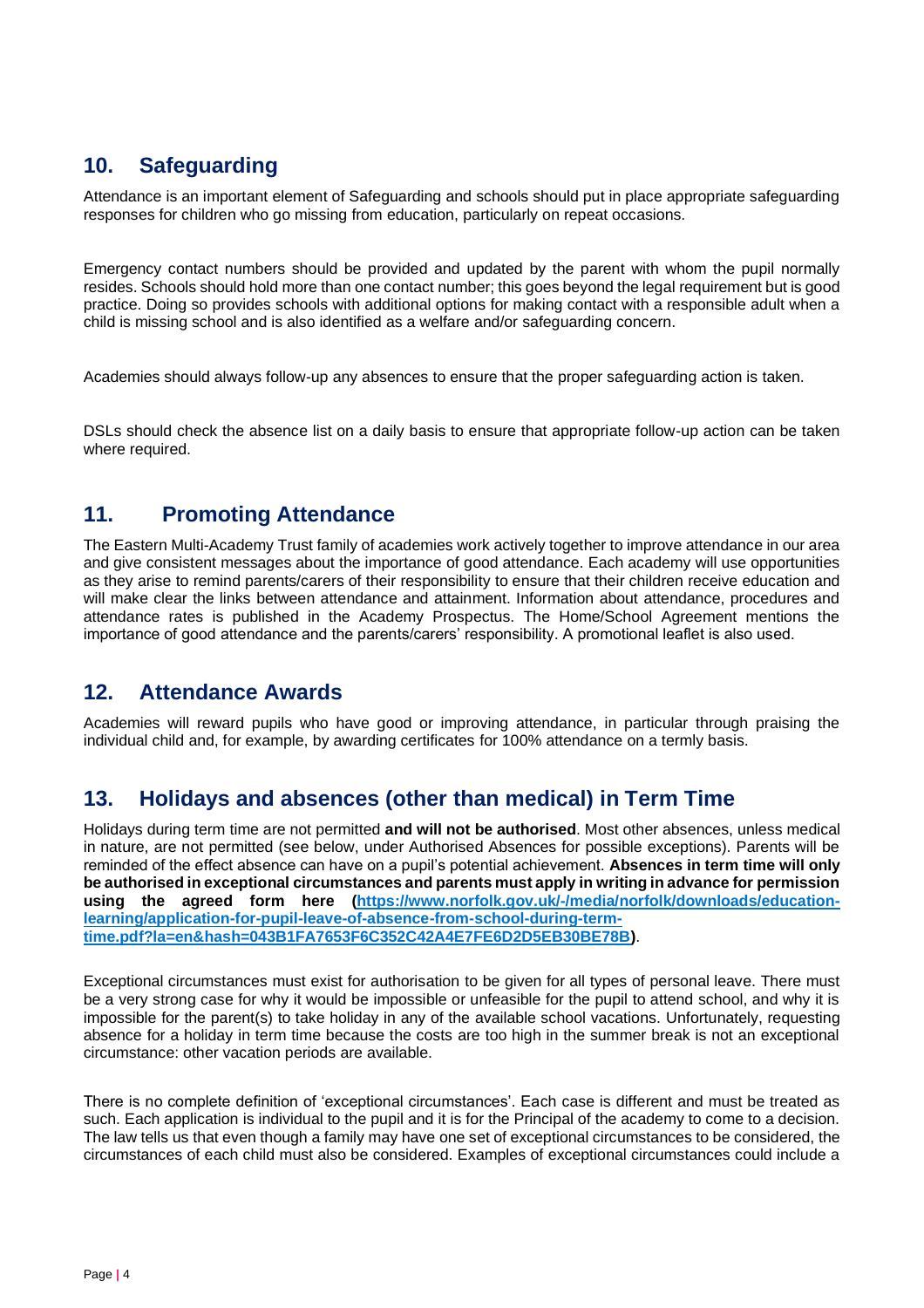## 10. Safeguarding

Attendance is an important element of Safeguarding and schools should put in place appropriate safeguarding responses for children who go missing from education, particularly on repeat occasions.

Emergency contact numbers should be provided and updated by the parent with whom the pupil normally resides. Schools should hold more than one contact number; this goes beyond the legal requirement but is good practice. Doing so provides schools with additional options for making contact with a responsible adult when a child is missing school and is also identified as a welfare and/or safeguarding concern.

Academies should always follow-up any absences to ensure that the proper safeguarding action is taken.

DSLs should check the absence list on a daily basis to ensure that appropriate follow-up action can be taken where required.

## 11. Promoting Attendance

The Eastern Multi-Academy Trust family of academies work actively together to improve attendance in our area and give consistent messages about the importance of good attendance. Each academy will use opportunities as they arise to remind parents/carers of their responsibility to ensure that their children receive education and will make clear the links between attendance and attainment. Information about attendance, procedures and attendance rates is published in the Academy Prospectus. The Home/School Agreement mentions the importance of good attendance and the parents/carers' responsibility. A promotional leaflet is also used.

## 12. Attendance Awards

Academies will reward pupils who have good or improving attendance, in particular through praising the individual child and, for example, by awarding certificates for 100% attendance on a termly basis.

## 13. Holidays and absences (other than medical) in Term Time

Holidays during term time are not permitted **and will not be authorised**. Most other absences, unless medical in nature, are not permitted (see below, under Authorised Absences for possible exceptions). Parents will be reminded of the effect absence can have on a pupil's potential achievement. **Absences in term time will only be authorised in exceptional circumstances and parents must apply in writing in advance for permission using the agreed form here ([https://www.norfolk.gov.uk/-/media/norfolk/downloads/education-learning/application-for-pupil-leave-of-absence-from-school-during-term-time.pdf?la=en&hash=043B1FA7653F6C352C42A4E7FE6D2D5EB30BE78B](https://www.norfolk.gov.uk/-/media/norfolk/downloads/education-learning/application-for-pupil-leave-of-absence-from-school-during-term-time.pdf?la=en&hash=043B1FA7653F6C352C42A4E7FE6D2D5EB30BE78B))**.

Exceptional circumstances must exist for authorisation to be given for all types of personal leave. There must be a very strong case for why it would be impossible or unfeasible for the pupil to attend school, and why it is impossible for the parent(s) to take holiday in any of the available school vacations. Unfortunately, requesting absence for a holiday in term time because the costs are too high in the summer break is not an exceptional circumstance: other vacation periods are available.

There is no complete definition of 'exceptional circumstances'. Each case is different and must be treated as such. Each application is individual to the pupil and it is for the Principal of the academy to come to a decision. The law tells us that even though a family may have one set of exceptional circumstances to be considered, the circumstances of each child must also be considered. Examples of exceptional circumstances could include a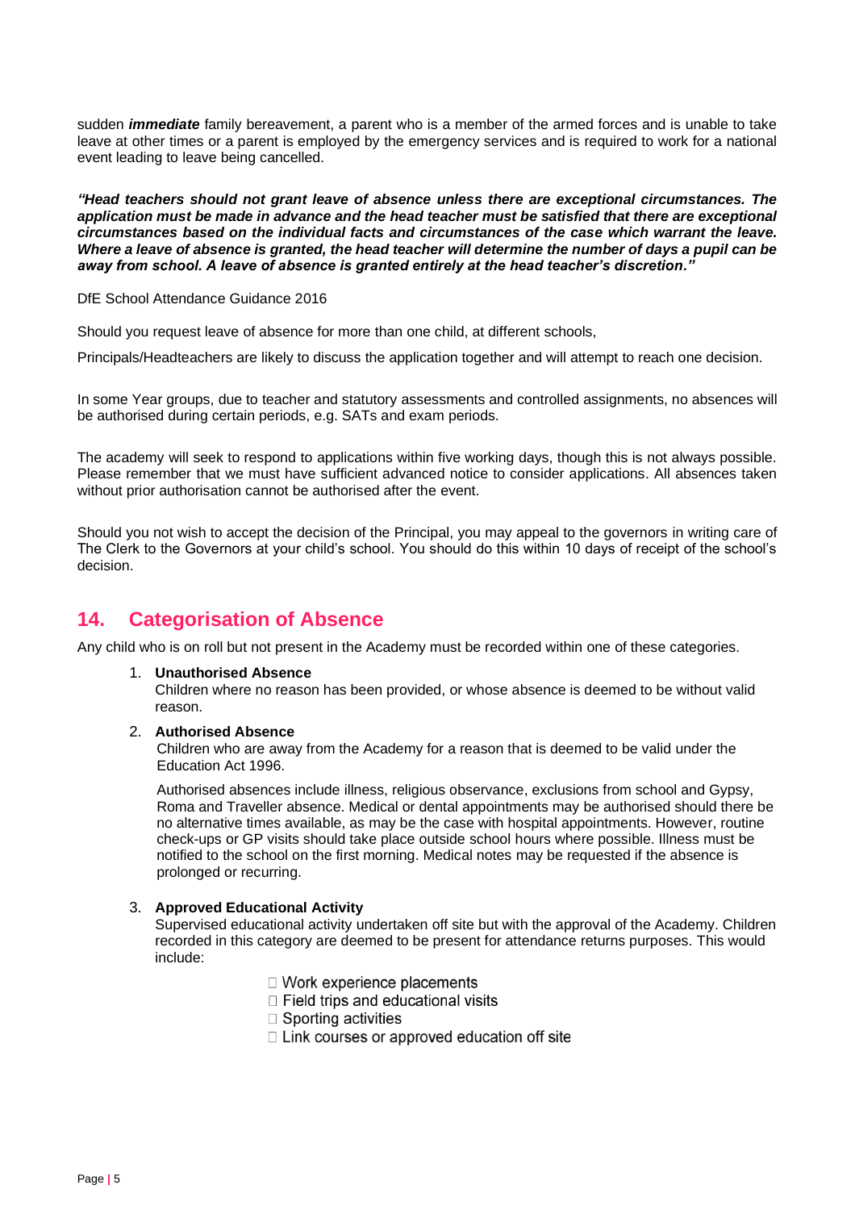sudden ***immediate*** family bereavement, a parent who is a member of the armed forces and is unable to take leave at other times or a parent is employed by the emergency services and is required to work for a national event leading to leave being cancelled.

***"Head teachers should not grant leave of absence unless there are exceptional circumstances. The application must be made in advance and the head teacher must be satisfied that there are exceptional circumstances based on the individual facts and circumstances of the case which warrant the leave. Where a leave of absence is granted, the head teacher will determine the number of days a pupil can be away from school. A leave of absence is granted entirely at the head teacher's discretion."***

DfE School Attendance Guidance 2016

Should you request leave of absence for more than one child, at different schools,

Principals/Headteachers are likely to discuss the application together and will attempt to reach one decision.

In some Year groups, due to teacher and statutory assessments and controlled assignments, no absences will be authorised during certain periods, e.g. SATs and exam periods.

The academy will seek to respond to applications within five working days, though this is not always possible. Please remember that we must have sufficient advanced notice to consider applications. All absences taken without prior authorisation cannot be authorised after the event.

Should you not wish to accept the decision of the Principal, you may appeal to the governors in writing care of The Clerk to the Governors at your child's school. You should do this within 10 days of receipt of the school's decision.

## 14. Categorisation of Absence

Any child who is on roll but not present in the Academy must be recorded within one of these categories.

1. **Unauthorised Absence**
   Children where no reason has been provided, or whose absence is deemed to be without valid reason.

2. **Authorised Absence**
   Children who are away from the Academy for a reason that is deemed to be valid under the Education Act 1996.

   Authorised absences include illness, religious observance, exclusions from school and Gypsy, Roma and Traveller absence. Medical or dental appointments may be authorised should there be no alternative times available, as may be the case with hospital appointments. However, routine check-ups or GP visits should take place outside school hours where possible. Illness must be notified to the school on the first morning. Medical notes may be requested if the absence is prolonged or recurring.

3. **Approved Educational Activity**
   Supervised educational activity undertaken off site but with the approval of the Academy. Children recorded in this category are deemed to be present for attendance returns purposes. This would include:

   - Work experience placements
   - Field trips and educational visits
   - Sporting activities
   - Link courses or approved education off site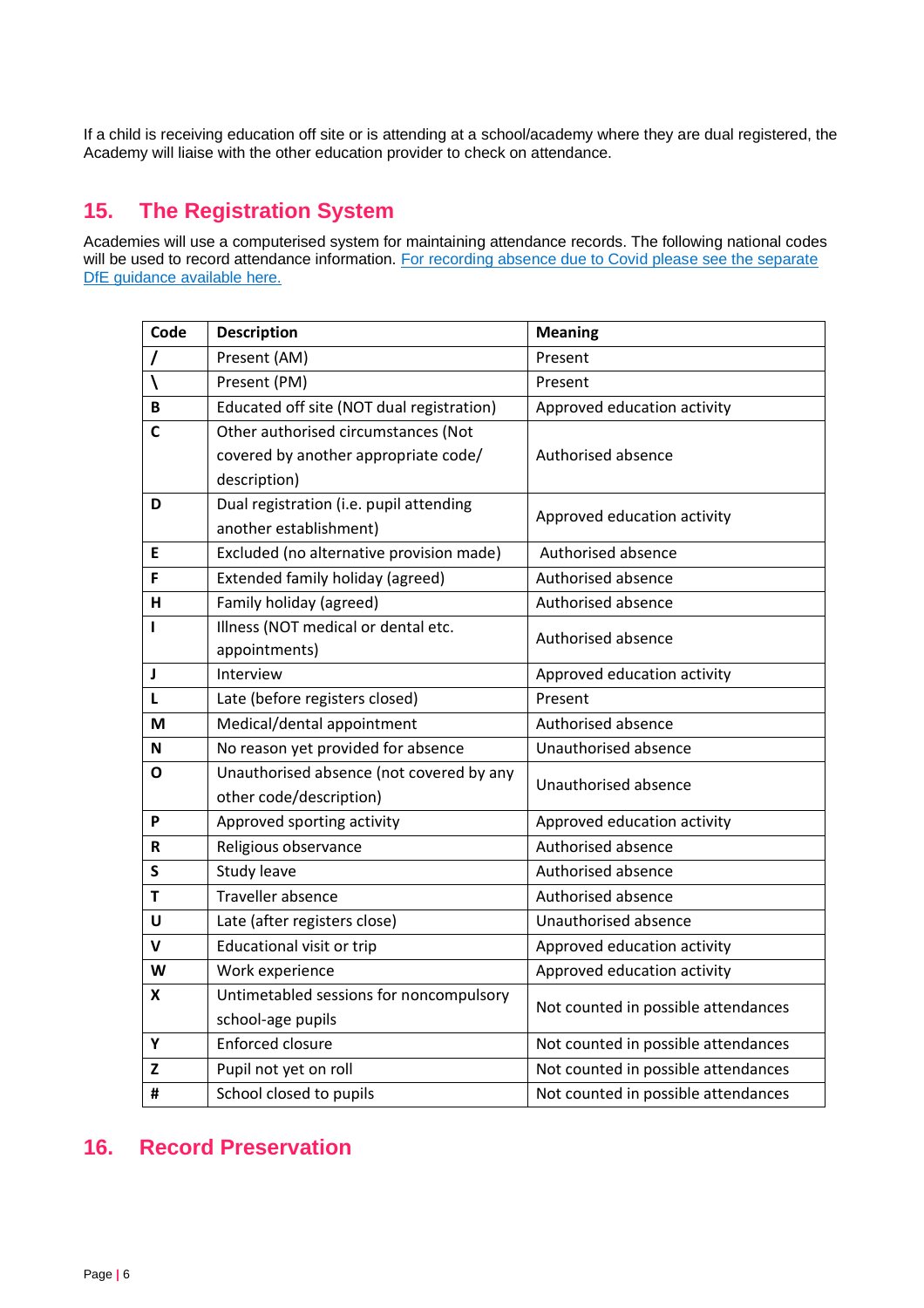If a child is receiving education off site or is attending at a school/academy where they are dual registered, the Academy will liaise with the other education provider to check on attendance.

## 15. The Registration System

Academies will use a computerised system for maintaining attendance records. The following national codes will be used to record attendance information. [For recording absence due to Covid please see the separate DfE guidance available here.]

| Code | Description | Meaning |
|---|---|---|
| / | Present (AM) | Present |
| \ | Present (PM) | Present |
| B | Educated off site (NOT dual registration) | Approved education activity |
| C | Other authorised circumstances (Not covered by another appropriate code/ description) | Authorised absence |
| D | Dual registration (i.e. pupil attending another establishment) | Approved education activity |
| E | Excluded (no alternative provision made) | Authorised absence |
| F | Extended family holiday (agreed) | Authorised absence |
| H | Family holiday (agreed) | Authorised absence |
| I | Illness (NOT medical or dental etc. appointments) | Authorised absence |
| J | Interview | Approved education activity |
| L | Late (before registers closed) | Present |
| M | Medical/dental appointment | Authorised absence |
| N | No reason yet provided for absence | Unauthorised absence |
| O | Unauthorised absence (not covered by any other code/description) | Unauthorised absence |
| P | Approved sporting activity | Approved education activity |
| R | Religious observance | Authorised absence |
| S | Study leave | Authorised absence |
| T | Traveller absence | Authorised absence |
| U | Late (after registers close) | Unauthorised absence |
| V | Educational visit or trip | Approved education activity |
| W | Work experience | Approved education activity |
| X | Untimetabled sessions for noncompulsory school-age pupils | Not counted in possible attendances |
| Y | Enforced closure | Not counted in possible attendances |
| Z | Pupil not yet on roll | Not counted in possible attendances |
| # | School closed to pupils | Not counted in possible attendances |

## 16. Record Preservation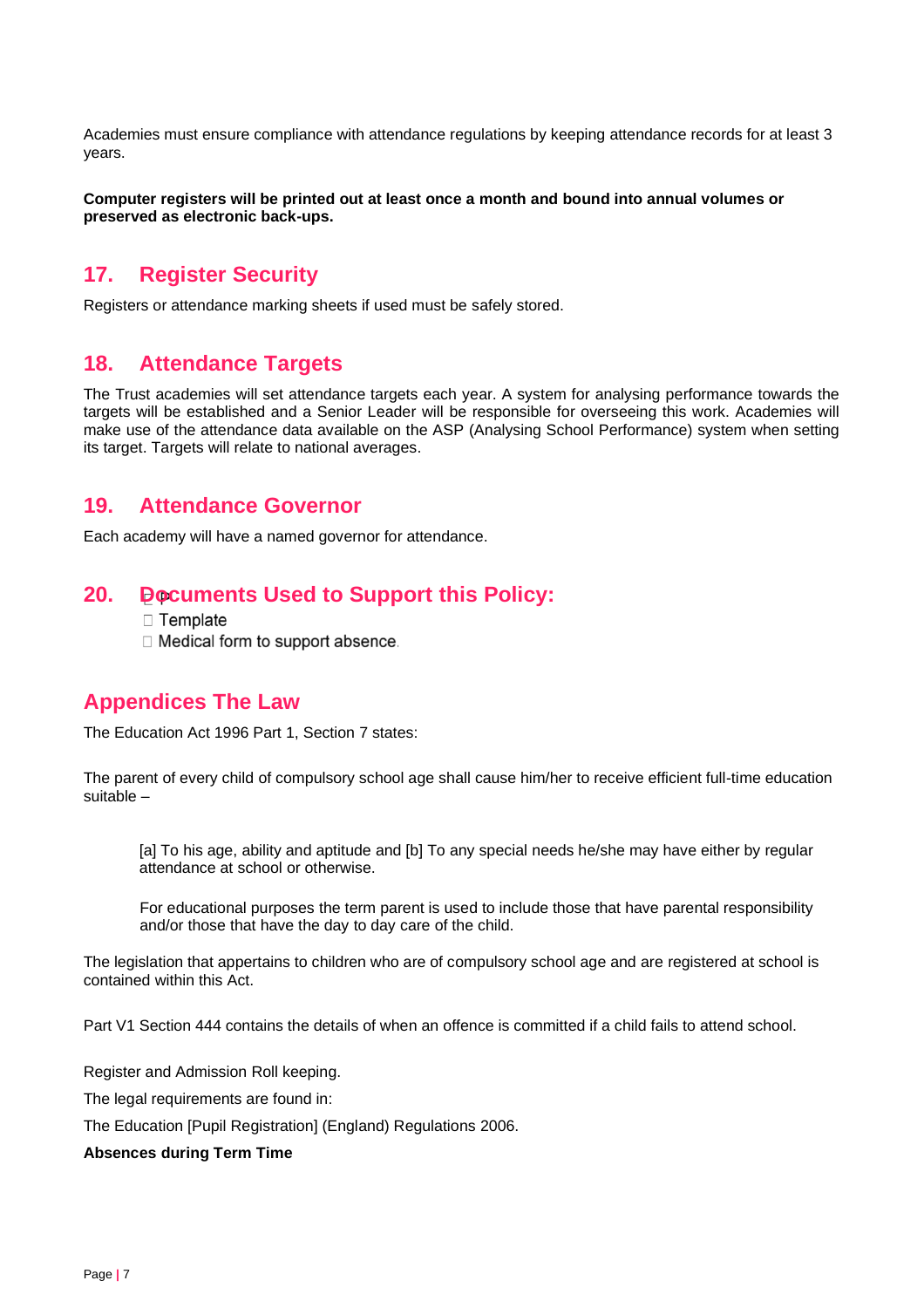Academies must ensure compliance with attendance regulations by keeping attendance records for at least 3 years.

**Computer registers will be printed out at least once a month and bound into annual volumes or preserved as electronic back-ups.**

## 17. Register Security

Registers or attendance marking sheets if used must be safely stored.

## 18. Attendance Targets

The Trust academies will set attendance targets each year. A system for analysing performance towards the targets will be established and a Senior Leader will be responsible for overseeing this work. Academies will make use of the attendance data available on the ASP (Analysing School Performance) system when setting its target. Targets will relate to national averages.

## 19. Attendance Governor

Each academy will have a named governor for attendance.

## 20. Documents Used to Support this Policy:

- Template
- Medical form to support absence.

## Appendices The Law

The Education Act 1996 Part 1, Section 7 states:

The parent of every child of compulsory school age shall cause him/her to receive efficient full-time education suitable –

> [a] To his age, ability and aptitude and [b] To any special needs he/she may have either by regular attendance at school or otherwise.
>
> For educational purposes the term parent is used to include those that have parental responsibility and/or those that have the day to day care of the child.

The legislation that appertains to children who are of compulsory school age and are registered at school is contained within this Act.

Part V1 Section 444 contains the details of when an offence is committed if a child fails to attend school.

Register and Admission Roll keeping.

The legal requirements are found in:

The Education [Pupil Registration] (England) Regulations 2006.

**Absences during Term Time**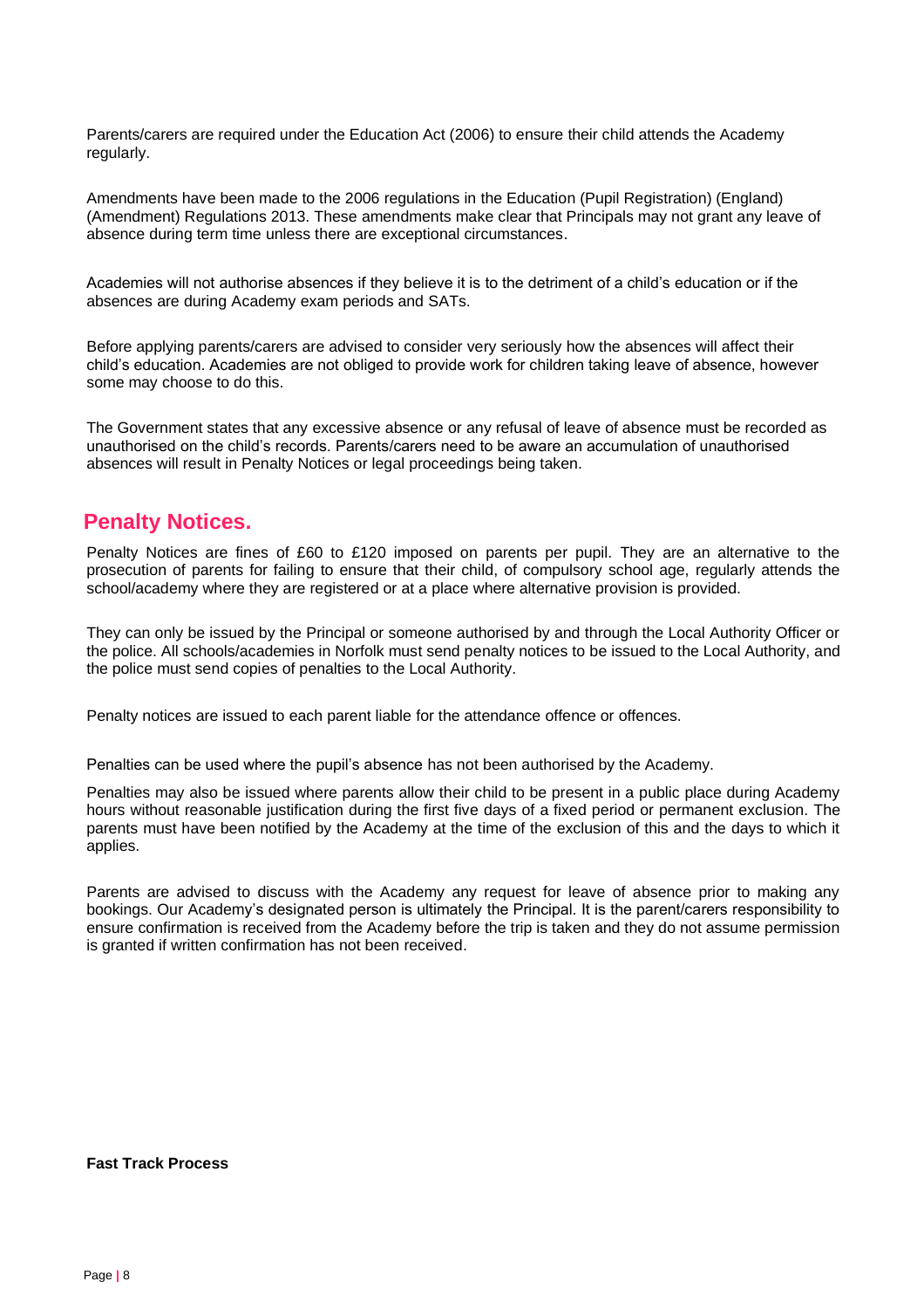Parents/carers are required under the Education Act (2006) to ensure their child attends the Academy regularly.

Amendments have been made to the 2006 regulations in the Education (Pupil Registration) (England) (Amendment) Regulations 2013. These amendments make clear that Principals may not grant any leave of absence during term time unless there are exceptional circumstances.

Academies will not authorise absences if they believe it is to the detriment of a child's education or if the absences are during Academy exam periods and SATs.

Before applying parents/carers are advised to consider very seriously how the absences will affect their child's education. Academies are not obliged to provide work for children taking leave of absence, however some may choose to do this.

The Government states that any excessive absence or any refusal of leave of absence must be recorded as unauthorised on the child's records. Parents/carers need to be aware an accumulation of unauthorised absences will result in Penalty Notices or legal proceedings being taken.

## Penalty Notices.

Penalty Notices are fines of £60 to £120 imposed on parents per pupil. They are an alternative to the prosecution of parents for failing to ensure that their child, of compulsory school age, regularly attends the school/academy where they are registered or at a place where alternative provision is provided.

They can only be issued by the Principal or someone authorised by and through the Local Authority Officer or the police. All schools/academies in Norfolk must send penalty notices to be issued to the Local Authority, and the police must send copies of penalties to the Local Authority.

Penalty notices are issued to each parent liable for the attendance offence or offences.

Penalties can be used where the pupil's absence has not been authorised by the Academy.

Penalties may also be issued where parents allow their child to be present in a public place during Academy hours without reasonable justification during the first five days of a fixed period or permanent exclusion. The parents must have been notified by the Academy at the time of the exclusion of this and the days to which it applies.

Parents are advised to discuss with the Academy any request for leave of absence prior to making any bookings. Our Academy's designated person is ultimately the Principal. It is the parent/carers responsibility to ensure confirmation is received from the Academy before the trip is taken and they do not assume permission is granted if written confirmation has not been received.

**Fast Track Process**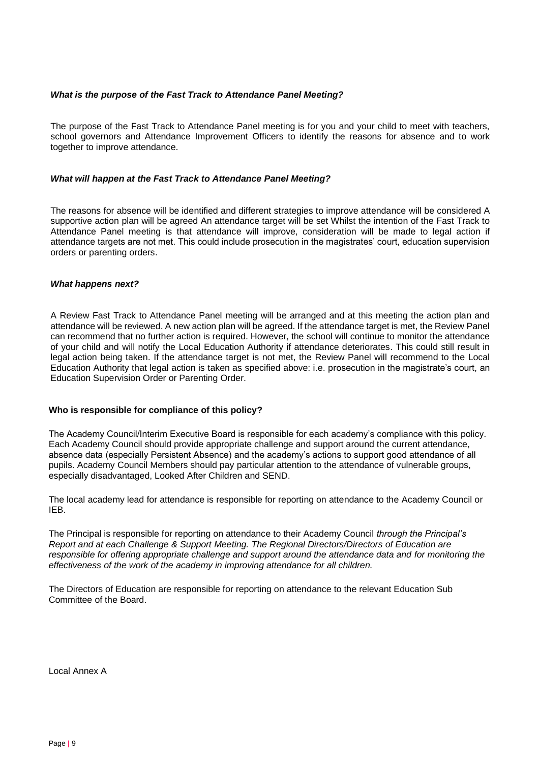***What is the purpose of the Fast Track to Attendance Panel Meeting?***

The purpose of the Fast Track to Attendance Panel meeting is for you and your child to meet with teachers, school governors and Attendance Improvement Officers to identify the reasons for absence and to work together to improve attendance.

***What will happen at the Fast Track to Attendance Panel Meeting?***

The reasons for absence will be identified and different strategies to improve attendance will be considered A supportive action plan will be agreed An attendance target will be set Whilst the intention of the Fast Track to Attendance Panel meeting is that attendance will improve, consideration will be made to legal action if attendance targets are not met. This could include prosecution in the magistrates' court, education supervision orders or parenting orders.

***What happens next?***

A Review Fast Track to Attendance Panel meeting will be arranged and at this meeting the action plan and attendance will be reviewed. A new action plan will be agreed. If the attendance target is met, the Review Panel can recommend that no further action is required. However, the school will continue to monitor the attendance of your child and will notify the Local Education Authority if attendance deteriorates. This could still result in legal action being taken. If the attendance target is not met, the Review Panel will recommend to the Local Education Authority that legal action is taken as specified above: i.e. prosecution in the magistrate's court, an Education Supervision Order or Parenting Order.

**Who is responsible for compliance of this policy?**

The Academy Council/Interim Executive Board is responsible for each academy's compliance with this policy. Each Academy Council should provide appropriate challenge and support around the current attendance, absence data (especially Persistent Absence) and the academy's actions to support good attendance of all pupils. Academy Council Members should pay particular attention to the attendance of vulnerable groups, especially disadvantaged, Looked After Children and SEND.

The local academy lead for attendance is responsible for reporting on attendance to the Academy Council or IEB.

The Principal is responsible for reporting on attendance to their Academy Council *through the Principal's Report and at each Challenge & Support Meeting. The Regional Directors/Directors of Education are responsible for offering appropriate challenge and support around the attendance data and for monitoring the effectiveness of the work of the academy in improving attendance for all children.*

The Directors of Education are responsible for reporting on attendance to the relevant Education Sub Committee of the Board.

Local Annex A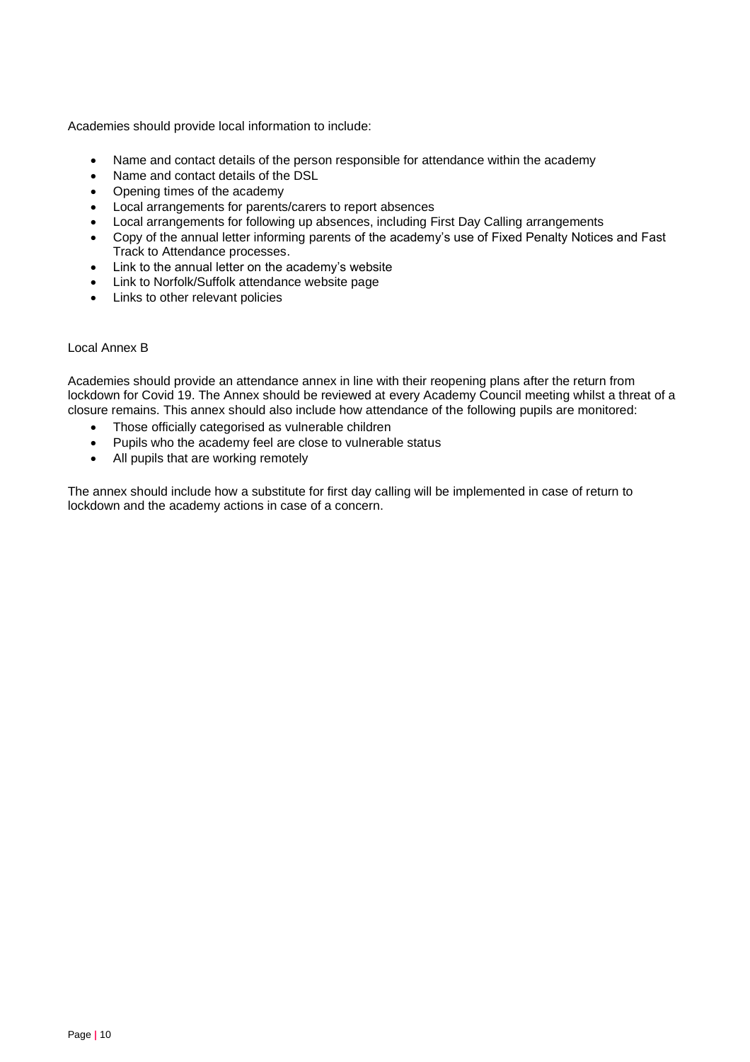Academies should provide local information to include:

- Name and contact details of the person responsible for attendance within the academy
- Name and contact details of the DSL
- Opening times of the academy
- Local arrangements for parents/carers to report absences
- Local arrangements for following up absences, including First Day Calling arrangements
- Copy of the annual letter informing parents of the academy's use of Fixed Penalty Notices and Fast Track to Attendance processes.
- Link to the annual letter on the academy's website
- Link to Norfolk/Suffolk attendance website page
- Links to other relevant policies

Local Annex B

Academies should provide an attendance annex in line with their reopening plans after the return from lockdown for Covid 19. The Annex should be reviewed at every Academy Council meeting whilst a threat of a closure remains. This annex should also include how attendance of the following pupils are monitored:

- Those officially categorised as vulnerable children
- Pupils who the academy feel are close to vulnerable status
- All pupils that are working remotely

The annex should include how a substitute for first day calling will be implemented in case of return to lockdown and the academy actions in case of a concern.